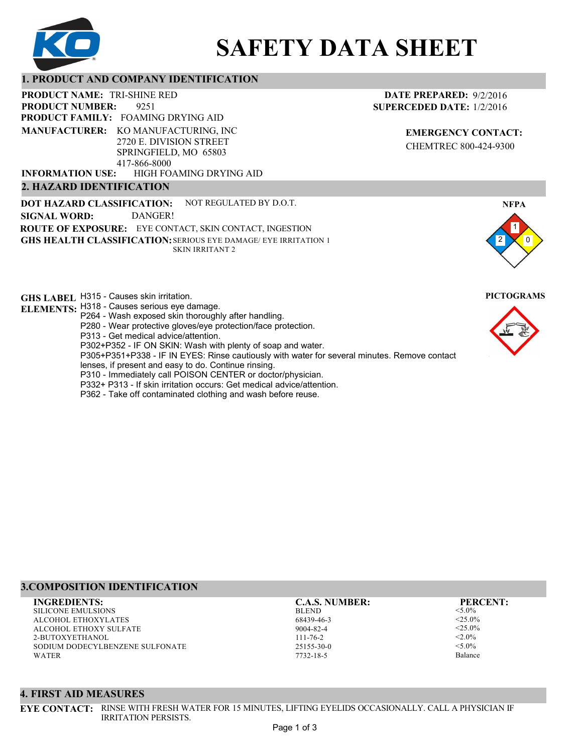# SAFETY DATA SHEET

## 1. PRODUCT AND COMPANY IDENTIFICATION

**PRODUCT NAME:** TRI-SHINE RED
**PRODUCT NUMBER:** 9251
**PRODUCT FAMILY:** FOAMING DRYING AID
**MANUFACTURER:** KO MANUFACTURING, INC
2720 E. DIVISION STREET
SPRINGFIELD, MO 65803
417-866-8000
**INFORMATION USE:** HIGH FOAMING DRYING AID

**DATE PREPARED:** 9/2/2016
**SUPERCEDED DATE:** 1/2/2016

**EMERGENCY CONTACT:**
CHEMTREC 800-424-9300

## 2. HAZARD IDENTIFICATION

**DOT HAZARD CLASSIFICATION:** NOT REGULATED BY D.O.T.
**SIGNAL WORD:** DANGER!
**ROUTE OF EXPOSURE:** EYE CONTACT, SKIN CONTACT, INGESTION
**GHS HEALTH CLASSIFICATION:** SERIOUS EYE DAMAGE/ EYE IRRITATION 1
SKIN IRRITANT 2

**NFPA:** Health 2, Flammability 1, Reactivity 0

**GHS LABEL ELEMENTS:**
H315 - Causes skin irritation.
H318 - Causes serious eye damage.
P264 - Wash exposed skin thoroughly after handling.
P280 - Wear protective gloves/eye protection/face protection.
P313 - Get medical advice/attention.
P302+P352 - IF ON SKIN: Wash with plenty of soap and water.
P305+P351+P338 - IF IN EYES: Rinse cautiously with water for several minutes. Remove contact lenses, if present and easy to do. Continue rinsing.
P310 - Immediately call POISON CENTER or doctor/physician.
P332+ P313 - If skin irritation occurs: Get medical advice/attention.
P362 - Take off contaminated clothing and wash before reuse.

**PICTOGRAMS**

## 3.COMPOSITION IDENTIFICATION

| INGREDIENTS: | C.A.S. NUMBER: | PERCENT: |
| --- | --- | --- |
| SILICONE EMULSIONS | BLEND | <5.0% |
| ALCOHOL ETHOXYLATES | 68439-46-3 | <25.0% |
| ALCOHOL ETHOXY SULFATE | 9004-82-4 | <25.0% |
| 2-BUTOXYETHANOL | 111-76-2 | <2.0% |
| SODIUM DODECYLBENZENE SULFONATE | 25155-30-0 | <5.0% |
| WATER | 7732-18-5 | Balance |

## 4. FIRST AID MEASURES

**EYE CONTACT:** RINSE WITH FRESH WATER FOR 15 MINUTES, LIFTING EYELIDS OCCASIONALLY. CALL A PHYSICIAN IF IRRITATION PERSISTS.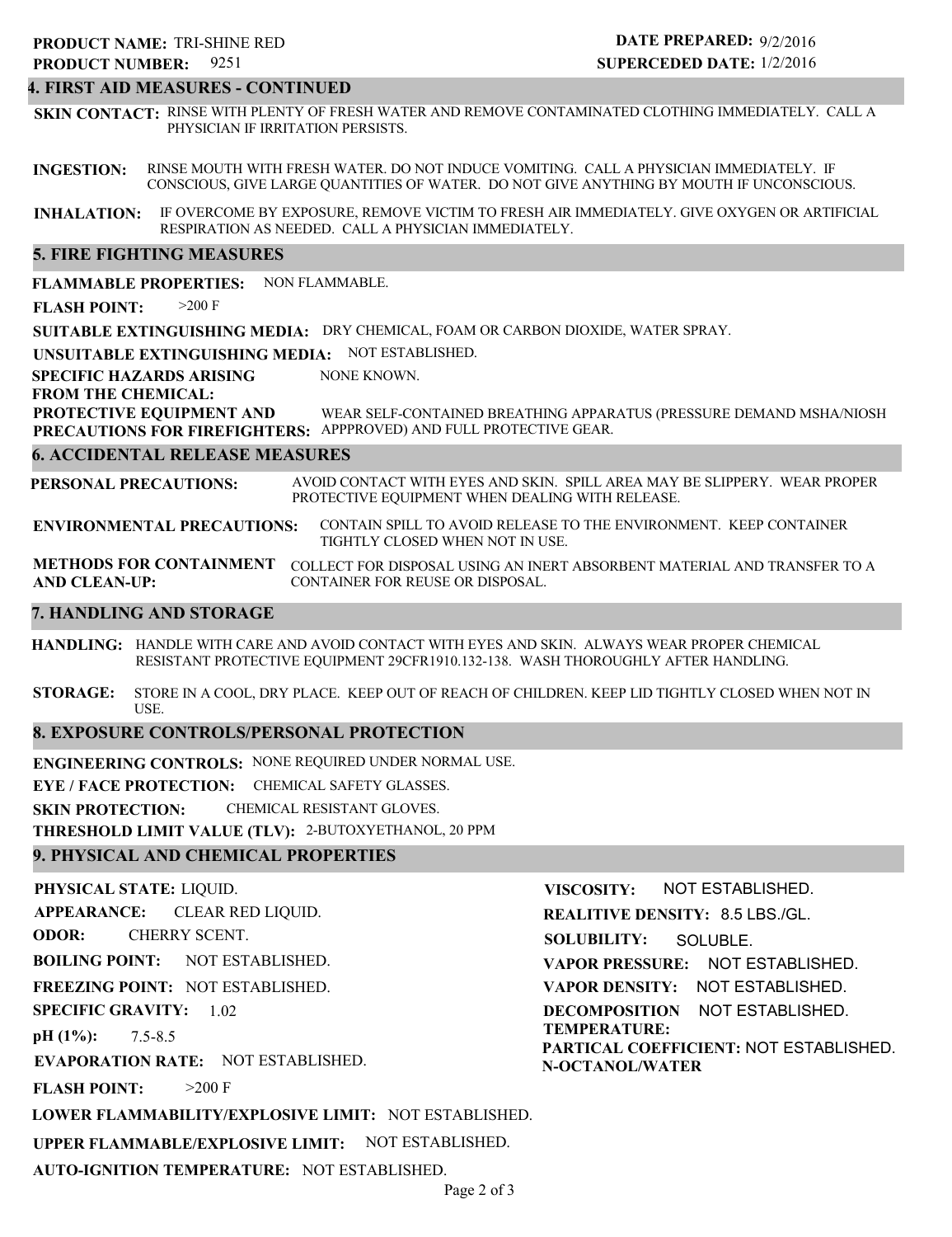**PRODUCT NAME:** TRI-SHINE RED
**PRODUCT NUMBER:** 9251

**DATE PREPARED:** 9/2/2016
**SUPERCEDED DATE:** 1/2/2016

## 4. FIRST AID MEASURES - CONTINUED

**SKIN CONTACT:** RINSE WITH PLENTY OF FRESH WATER AND REMOVE CONTAMINATED CLOTHING IMMEDIATELY. CALL A PHYSICIAN IF IRRITATION PERSISTS.

**INGESTION:** RINSE MOUTH WITH FRESH WATER. DO NOT INDUCE VOMITING. CALL A PHYSICIAN IMMEDIATELY. IF CONSCIOUS, GIVE LARGE QUANTITIES OF WATER. DO NOT GIVE ANYTHING BY MOUTH IF UNCONSCIOUS.

**INHALATION:** IF OVERCOME BY EXPOSURE, REMOVE VICTIM TO FRESH AIR IMMEDIATELY. GIVE OXYGEN OR ARTIFICIAL RESPIRATION AS NEEDED. CALL A PHYSICIAN IMMEDIATELY.

## 5. FIRE FIGHTING MEASURES

**FLAMMABLE PROPERTIES:** NON FLAMMABLE.

**FLASH POINT:** >200 F

**SUITABLE EXTINGUISHING MEDIA:** DRY CHEMICAL, FOAM OR CARBON DIOXIDE, WATER SPRAY.

**UNSUITABLE EXTINGUISHING MEDIA:** NOT ESTABLISHED.

**SPECIFIC HAZARDS ARISING FROM THE CHEMICAL:** NONE KNOWN.

**PROTECTIVE EQUIPMENT AND PRECAUTIONS FOR FIREFIGHTERS:** WEAR SELF-CONTAINED BREATHING APPARATUS (PRESSURE DEMAND MSHA/NIOSH APPPROVED) AND FULL PROTECTIVE GEAR.

## 6. ACCIDENTAL RELEASE MEASURES

**PERSONAL PRECAUTIONS:** AVOID CONTACT WITH EYES AND SKIN. SPILL AREA MAY BE SLIPPERY. WEAR PROPER PROTECTIVE EQUIPMENT WHEN DEALING WITH RELEASE.

**ENVIRONMENTAL PRECAUTIONS:** CONTAIN SPILL TO AVOID RELEASE TO THE ENVIRONMENT. KEEP CONTAINER TIGHTLY CLOSED WHEN NOT IN USE.

**METHODS FOR CONTAINMENT AND CLEAN-UP:** COLLECT FOR DISPOSAL USING AN INERT ABSORBENT MATERIAL AND TRANSFER TO A CONTAINER FOR REUSE OR DISPOSAL.

## 7. HANDLING AND STORAGE

**HANDLING:** HANDLE WITH CARE AND AVOID CONTACT WITH EYES AND SKIN. ALWAYS WEAR PROPER CHEMICAL RESISTANT PROTECTIVE EQUIPMENT 29CFR1910.132-138. WASH THOROUGHLY AFTER HANDLING.

**STORAGE:** STORE IN A COOL, DRY PLACE. KEEP OUT OF REACH OF CHILDREN. KEEP LID TIGHTLY CLOSED WHEN NOT IN USE.

## 8. EXPOSURE CONTROLS/PERSONAL PROTECTION

**ENGINEERING CONTROLS:** NONE REQUIRED UNDER NORMAL USE.

**EYE / FACE PROTECTION:** CHEMICAL SAFETY GLASSES.

**SKIN PROTECTION:** CHEMICAL RESISTANT GLOVES.

**THRESHOLD LIMIT VALUE (TLV):** 2-BUTOXYETHANOL, 20 PPM

## 9. PHYSICAL AND CHEMICAL PROPERTIES

**PHYSICAL STATE:** LIQUID.

**APPEARANCE:** CLEAR RED LIQUID.

**ODOR:** CHERRY SCENT.

**BOILING POINT:** NOT ESTABLISHED.

**FREEZING POINT:** NOT ESTABLISHED.

**SPECIFIC GRAVITY:** 1.02

**pH (1%):** 7.5-8.5

**EVAPORATION RATE:** NOT ESTABLISHED.

**FLASH POINT:** >200 F

**LOWER FLAMMABILITY/EXPLOSIVE LIMIT:** NOT ESTABLISHED.

**UPPER FLAMMABLE/EXPLOSIVE LIMIT:** NOT ESTABLISHED.

**AUTO-IGNITION TEMPERATURE:** NOT ESTABLISHED.

**VISCOSITY:** NOT ESTABLISHED.

**REALITIVE DENSITY:** 8.5 LBS./GL.

**SOLUBILITY:** SOLUBLE.

**VAPOR PRESSURE:** NOT ESTABLISHED.

**VAPOR DENSITY:** NOT ESTABLISHED.

**DECOMPOSITION TEMPERATURE:** NOT ESTABLISHED.

**PARTICAL COEFFICIENT: N-OCTANOL/WATER** NOT ESTABLISHED.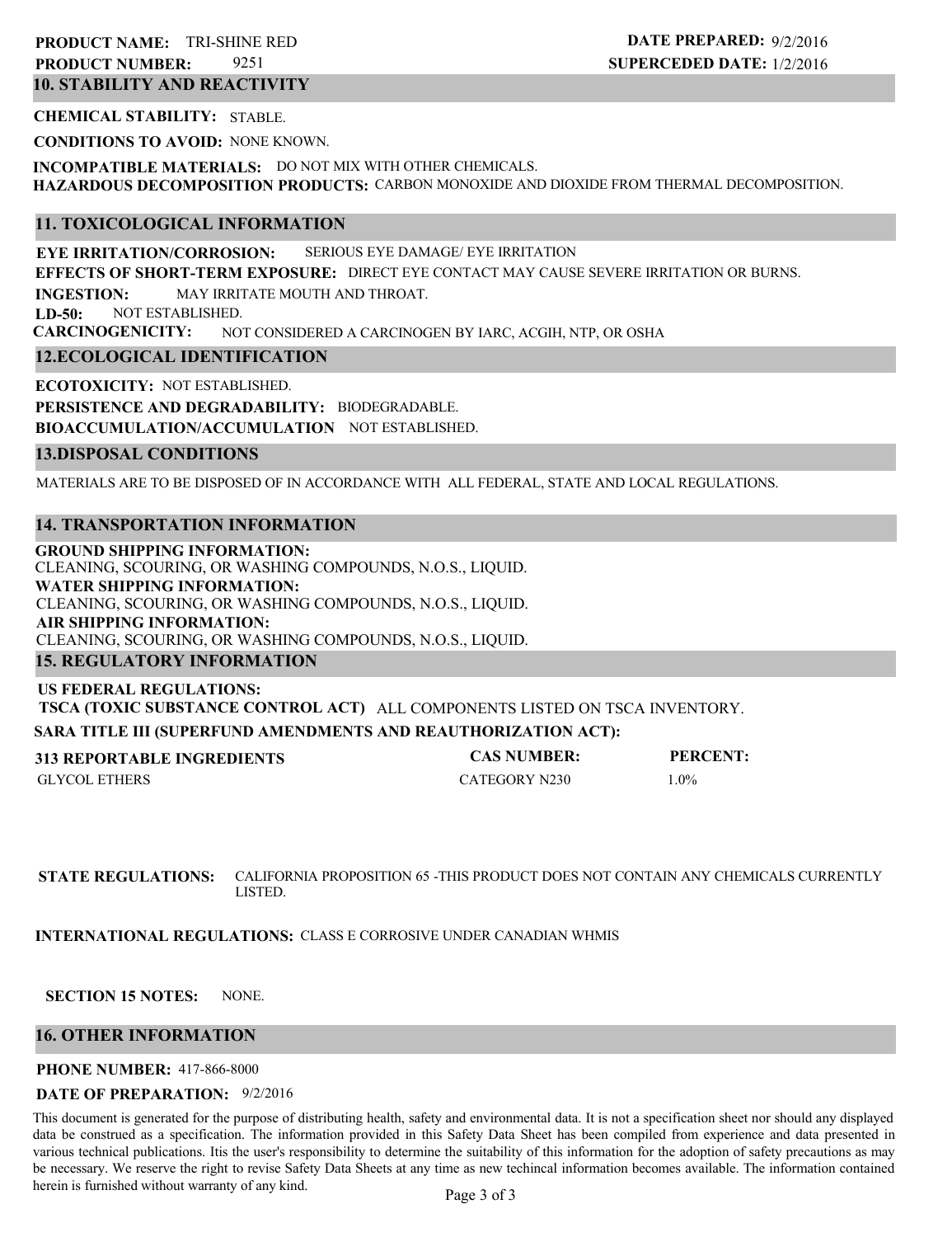**PRODUCT NAME:** TRI-SHINE RED
**PRODUCT NUMBER:** 9251

**DATE PREPARED:** 9/2/2016
**SUPERCEDED DATE:** 1/2/2016

## 10. STABILITY AND REACTIVITY

**CHEMICAL STABILITY:** STABLE.

**CONDITIONS TO AVOID:** NONE KNOWN.

**INCOMPATIBLE MATERIALS:** DO NOT MIX WITH OTHER CHEMICALS.

**HAZARDOUS DECOMPOSITION PRODUCTS:** CARBON MONOXIDE AND DIOXIDE FROM THERMAL DECOMPOSITION.

## 11. TOXICOLOGICAL INFORMATION

**EYE IRRITATION/CORROSION:** SERIOUS EYE DAMAGE/ EYE IRRITATION

**EFFECTS OF SHORT-TERM EXPOSURE:** DIRECT EYE CONTACT MAY CAUSE SEVERE IRRITATION OR BURNS.

**INGESTION:** MAY IRRITATE MOUTH AND THROAT.

**LD-50:** NOT ESTABLISHED.

**CARCINOGENICITY:** NOT CONSIDERED A CARCINOGEN BY IARC, ACGIH, NTP, OR OSHA

## 12.ECOLOGICAL IDENTIFICATION

**ECOTOXICITY:** NOT ESTABLISHED.

**PERSISTENCE AND DEGRADABILITY:** BIODEGRADABLE.

**BIOACCUMULATION/ACCUMULATION** NOT ESTABLISHED.

## 13.DISPOSAL CONDITIONS

MATERIALS ARE TO BE DISPOSED OF IN ACCORDANCE WITH ALL FEDERAL, STATE AND LOCAL REGULATIONS.

## 14. TRANSPORTATION INFORMATION

**GROUND SHIPPING INFORMATION:**
CLEANING, SCOURING, OR WASHING COMPOUNDS, N.O.S., LIQUID.

**WATER SHIPPING INFORMATION:**
CLEANING, SCOURING, OR WASHING COMPOUNDS, N.O.S., LIQUID.

**AIR SHIPPING INFORMATION:**
CLEANING, SCOURING, OR WASHING COMPOUNDS, N.O.S., LIQUID.

## 15. REGULATORY INFORMATION

**US FEDERAL REGULATIONS:**

**TSCA (TOXIC SUBSTANCE CONTROL ACT)** ALL COMPONENTS LISTED ON TSCA INVENTORY.

**SARA TITLE III (SUPERFUND AMENDMENTS AND REAUTHORIZATION ACT):**

| 313 REPORTABLE INGREDIENTS | CAS NUMBER: | PERCENT: |
|---|---|---|
| GLYCOL ETHERS | CATEGORY N230 | 1.0% |

**STATE REGULATIONS:** CALIFORNIA PROPOSITION 65 -THIS PRODUCT DOES NOT CONTAIN ANY CHEMICALS CURRENTLY LISTED.

**INTERNATIONAL REGULATIONS:** CLASS E CORROSIVE UNDER CANADIAN WHMIS

**SECTION 15 NOTES:** NONE.

## 16. OTHER INFORMATION

**PHONE NUMBER:** 417-866-8000

**DATE OF PREPARATION:** 9/2/2016

This document is generated for the purpose of distributing health, safety and environmental data. It is not a specification sheet nor should any displayed data be construed as a specification. The information provided in this Safety Data Sheet has been compiled from experience and data presented in various technical publications. Itis the user's responsibility to determine the suitability of this information for the adoption of safety precautions as may be necessary. We reserve the right to revise Safety Data Sheets at any time as new techincal information becomes available. The information contained herein is furnished without warranty of any kind.